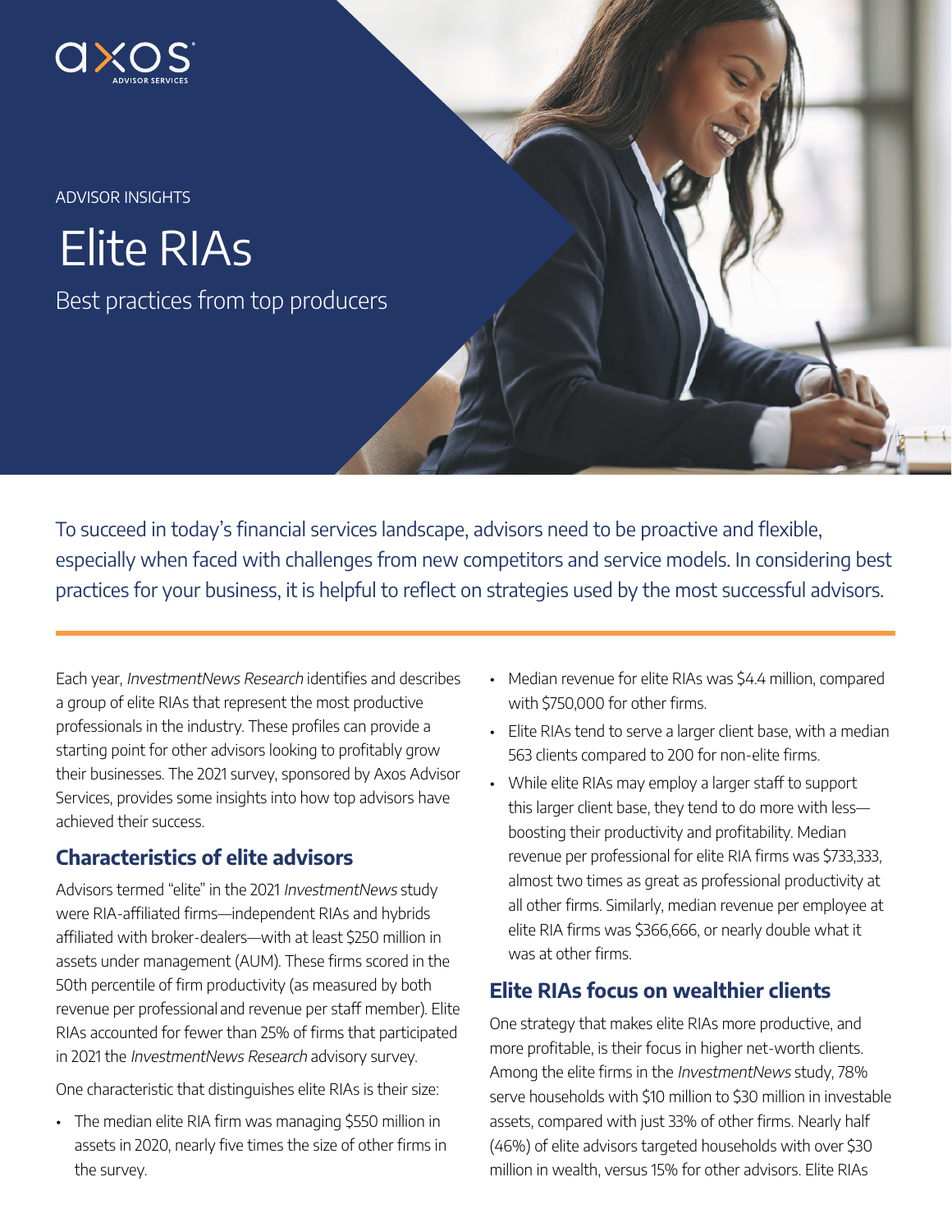ADVISOR INSIGHTS

# Elite RIAs

Best practices from top producers

To succeed in today's financial services landscape, advisors need to be proactive and flexible, especially when faced with challenges from new competitors and service models. In considering best practices for your business, it is helpful to reflect on strategies used by the most successful advisors.

Each year, *InvestmentNews Research* identifies and describes a group of elite RIAs that represent the most productive professionals in the industry. These profiles can provide a starting point for other advisors looking to profitably grow their businesses. The 2021 survey, sponsored by Axos Advisor Services, provides some insights into how top advisors have achieved their success.

## Characteristics of elite advisors

Advisors termed "elite" in the 2021 *InvestmentNews* study were RIA-affiliated firms—independent RIAs and hybrids affiliated with broker-dealers—with at least $250 million in assets under management (AUM). These firms scored in the 50th percentile of firm productivity (as measured by both revenue per professional and revenue per staff member). Elite RIAs accounted for fewer than 25% of firms that participated in 2021 the *InvestmentNews Research* advisory survey.

One characteristic that distinguishes elite RIAs is their size:

- The median elite RIA firm was managing $550 million in assets in 2020, nearly five times the size of other firms in the survey.
- Median revenue for elite RIAs was $4.4 million, compared with $750,000 for other firms.
- Elite RIAs tend to serve a larger client base, with a median 563 clients compared to 200 for non-elite firms.
- While elite RIAs may employ a larger staff to support this larger client base, they tend to do more with less—boosting their productivity and profitability. Median revenue per professional for elite RIA firms was $733,333, almost two times as great as professional productivity at all other firms. Similarly, median revenue per employee at elite RIA firms was $366,666, or nearly double what it was at other firms.

## Elite RIAs focus on wealthier clients

One strategy that makes elite RIAs more productive, and more profitable, is their focus in higher net-worth clients. Among the elite firms in the *InvestmentNews* study, 78% serve households with $10 million to $30 million in investable assets, compared with just 33% of other firms. Nearly half (46%) of elite advisors targeted households with over $30 million in wealth, versus 15% for other advisors. Elite RIAs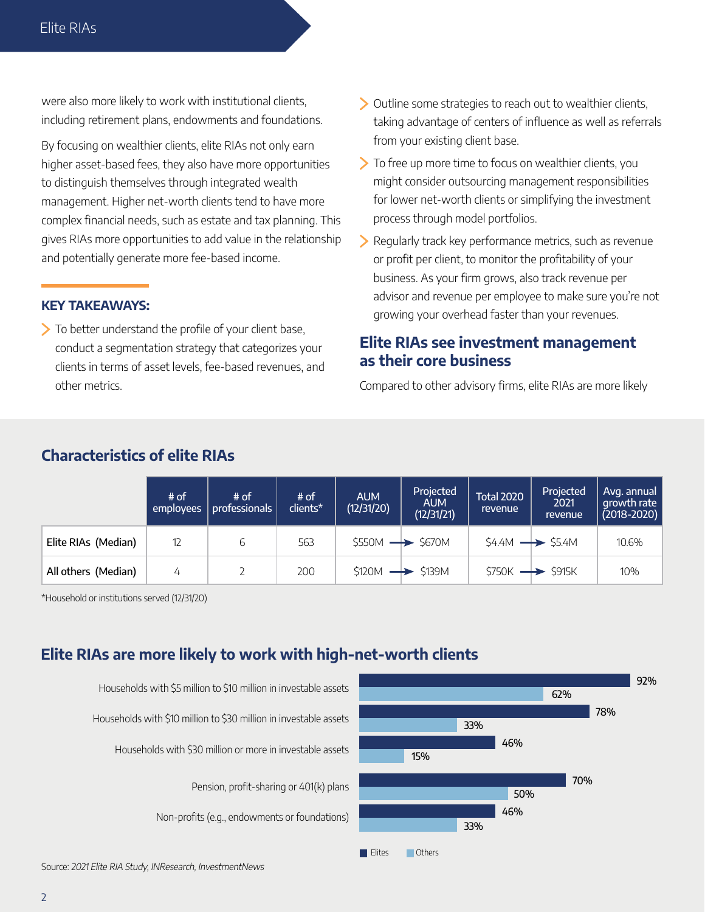were also more likely to work with institutional clients, including retirement plans, endowments and foundations.

By focusing on wealthier clients, elite RIAs not only earn higher asset-based fees, they also have more opportunities to distinguish themselves through integrated wealth management. Higher net-worth clients tend to have more complex financial needs, such as estate and tax planning. This gives RIAs more opportunities to add value in the relationship and potentially generate more fee-based income.

### KEY TAKEAWAYS:

- To better understand the profile of your client base, conduct a segmentation strategy that categorizes your clients in terms of asset levels, fee-based revenues, and other metrics.
- Outline some strategies to reach out to wealthier clients, taking advantage of centers of influence as well as referrals from your existing client base.
- To free up more time to focus on wealthier clients, you might consider outsourcing management responsibilities for lower net-worth clients or simplifying the investment process through model portfolios.
- Regularly track key performance metrics, such as revenue or profit per client, to monitor the profitability of your business. As your firm grows, also track revenue per advisor and revenue per employee to make sure you're not growing your overhead faster than your revenues.

## Elite RIAs see investment management as their core business

Compared to other advisory firms, elite RIAs are more likely

## Characteristics of elite RIAs

| | # of employees | # of professionals | # of clients* | AUM (12/31/20) | Projected AUM (12/31/21) | Total 2020 revenue | Projected 2021 revenue | Avg. annual growth rate (2018-2020) |
|---|---|---|---|---|---|---|---|---|
| Elite RIAs (Median) | 12 | 6 | 563 | $550M → | $670M | $4.4M → | $5.4M | 10.6% |
| All others (Median) | 4 | 2 | 200 | $120M → | $139M | $750K → | $915K | 10% |

*Household or institutions served (12/31/20)

## Elite RIAs are more likely to work with high-net-worth clients

| | Elites | Others |
|---|---|---|
| Households with $5 million to $10 million in investable assets | 92% | 62% |
| Households with $10 million to $30 million in investable assets | 78% | 33% |
| Households with $30 million or more in investable assets | 46% | 15% |
| Pension, profit-sharing or 401(k) plans | 70% | 50% |
| Non-profits (e.g., endowments or foundations) | 46% | 33% |

Source: *2021 Elite RIA Study, INResearch, InvestmentNews*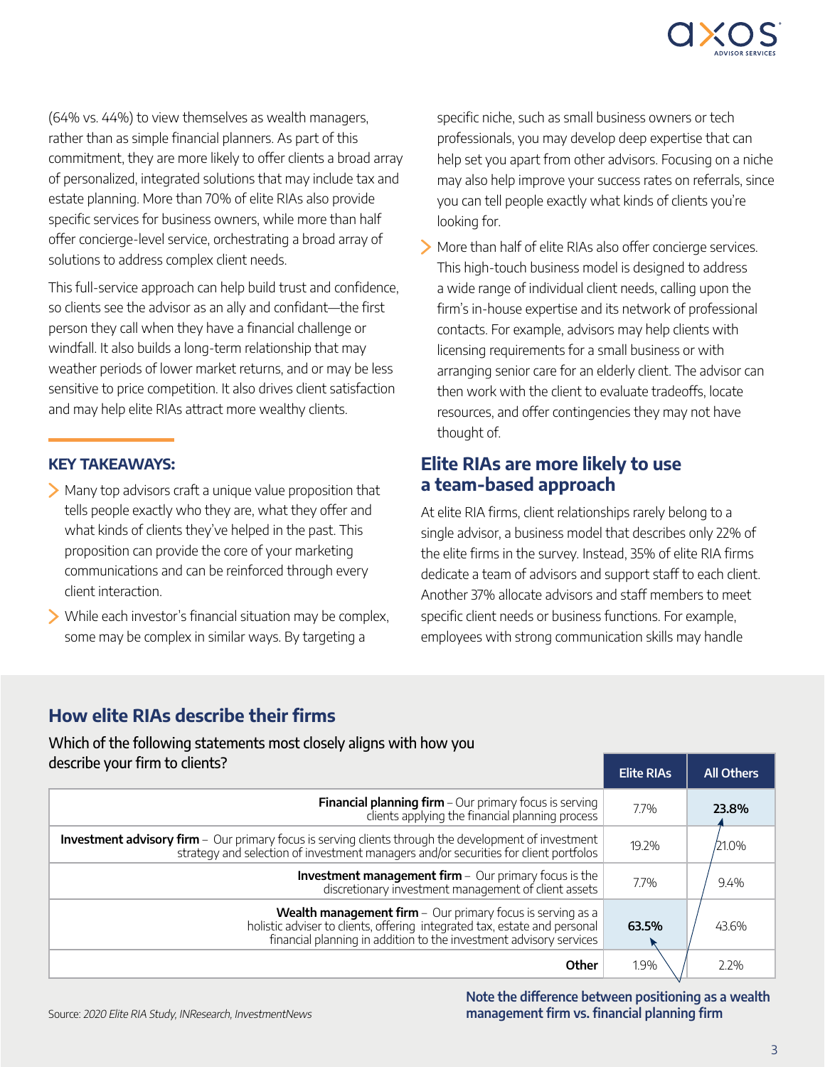(64% vs. 44%) to view themselves as wealth managers, rather than as simple financial planners. As part of this commitment, they are more likely to offer clients a broad array of personalized, integrated solutions that may include tax and estate planning. More than 70% of elite RIAs also provide specific services for business owners, while more than half offer concierge-level service, orchestrating a broad array of solutions to address complex client needs.

This full-service approach can help build trust and confidence, so clients see the advisor as an ally and confidant—the first person they call when they have a financial challenge or windfall. It also builds a long-term relationship that may weather periods of lower market returns, and or may be less sensitive to price competition. It also drives client satisfaction and may help elite RIAs attract more wealthy clients.

**KEY TAKEAWAYS:**

- Many top advisors craft a unique value proposition that tells people exactly who they are, what they offer and what kinds of clients they've helped in the past. This proposition can provide the core of your marketing communications and can be reinforced through every client interaction.
- While each investor's financial situation may be complex, some may be complex in similar ways. By targeting a specific niche, such as small business owners or tech professionals, you may develop deep expertise that can help set you apart from other advisors. Focusing on a niche may also help improve your success rates on referrals, since you can tell people exactly what kinds of clients you're looking for.
- More than half of elite RIAs also offer concierge services. This high-touch business model is designed to address a wide range of individual client needs, calling upon the firm's in-house expertise and its network of professional contacts. For example, advisors may help clients with licensing requirements for a small business or with arranging senior care for an elderly client. The advisor can then work with the client to evaluate tradeoffs, locate resources, and offer contingencies they may not have thought of.

## Elite RIAs are more likely to use a team-based approach

At elite RIA firms, client relationships rarely belong to a single advisor, a business model that describes only 22% of the elite firms in the survey. Instead, 35% of elite RIA firms dedicate a team of advisors and support staff to each client. Another 37% allocate advisors and staff members to meet specific client needs or business functions. For example, employees with strong communication skills may handle

## How elite RIAs describe their firms

Which of the following statements most closely aligns with how you describe your firm to clients?

| | Elite RIAs | All Others |
|---|---|---|
| **Financial planning firm** – Our primary focus is serving clients applying the financial planning process | 7.7% | **23.8%** |
| **Investment advisory firm** – Our primary focus is serving clients through the development of investment strategy and selection of investment managers and/or securities for client portfolios | 19.2% | 21.0% |
| **Investment management firm** – Our primary focus is the discretionary investment management of client assets | 7.7% | 9.4% |
| **Wealth management firm** – Our primary focus is serving as a holistic adviser to clients, offering integrated tax, estate and personal financial planning in addition to the investment advisory services | **63.5%** | 43.6% |
| **Other** | 1.9% | 2.2% |

Note the difference between positioning as a wealth management firm vs. financial planning firm

Source: *2020 Elite RIA Study, INResearch, InvestmentNews*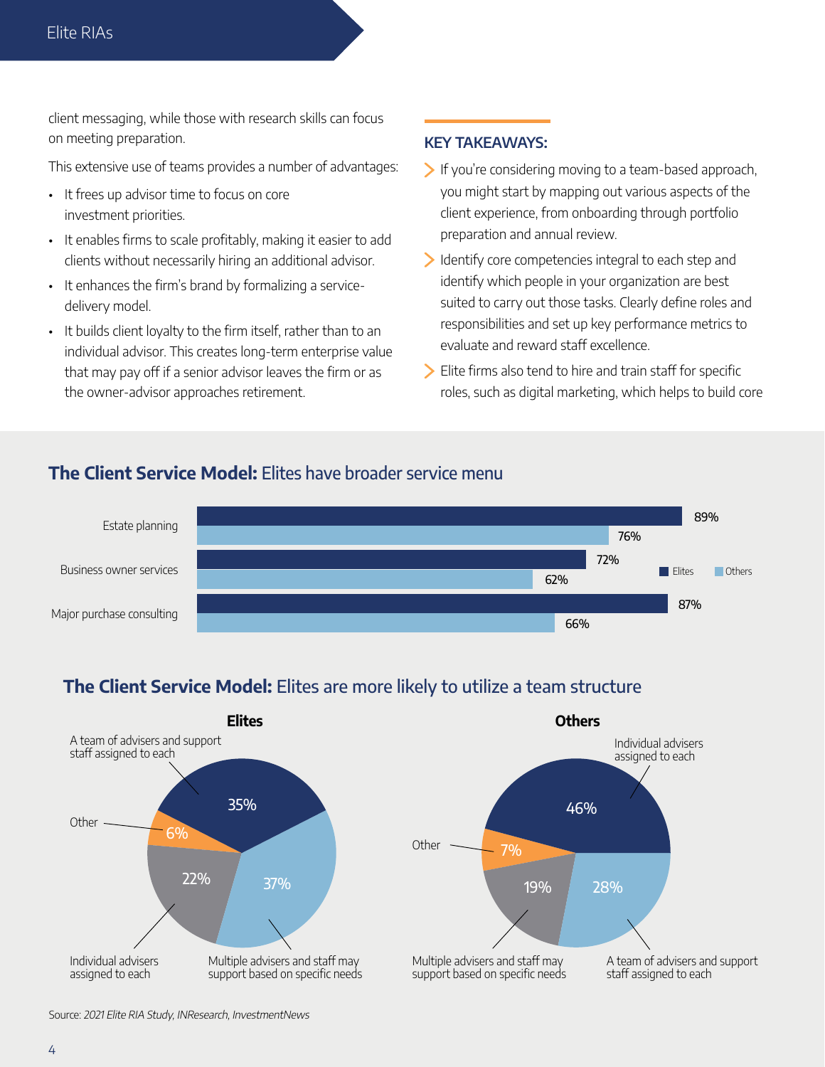client messaging, while those with research skills can focus on meeting preparation.

This extensive use of teams provides a number of advantages:

- It frees up advisor time to focus on core investment priorities.
- It enables firms to scale profitably, making it easier to add clients without necessarily hiring an additional advisor.
- It enhances the firm's brand by formalizing a service-delivery model.
- It builds client loyalty to the firm itself, rather than to an individual advisor. This creates long-term enterprise value that may pay off if a senior advisor leaves the firm or as the owner-advisor approaches retirement.

### KEY TAKEAWAYS:

- If you're considering moving to a team-based approach, you might start by mapping out various aspects of the client experience, from onboarding through portfolio preparation and annual review.
- Identify core competencies integral to each step and identify which people in your organization are best suited to carry out those tasks. Clearly define roles and responsibilities and set up key performance metrics to evaluate and reward staff excellence.
- Elite firms also tend to hire and train staff for specific roles, such as digital marketing, which helps to build core

## **The Client Service Model:** Elites have broader service menu

| | Elites | Others |
|---|---|---|
| Estate planning | 89% | 76% |
| Business owner services | 72% | 62% |
| Major purchase consulting | 87% | 66% |

## **The Client Service Model:** Elites are more likely to utilize a team structure

| | Elites | Others |
|---|---|---|
| A team of advisers and support staff assigned to each | 35% | 28% |
| Multiple advisers and staff may support based on specific needs | 37% | 19% |
| Individual advisers assigned to each | 22% | 46% |
| Other | 6% | 7% |

Source: *2021 Elite RIA Study, INResearch, InvestmentNews*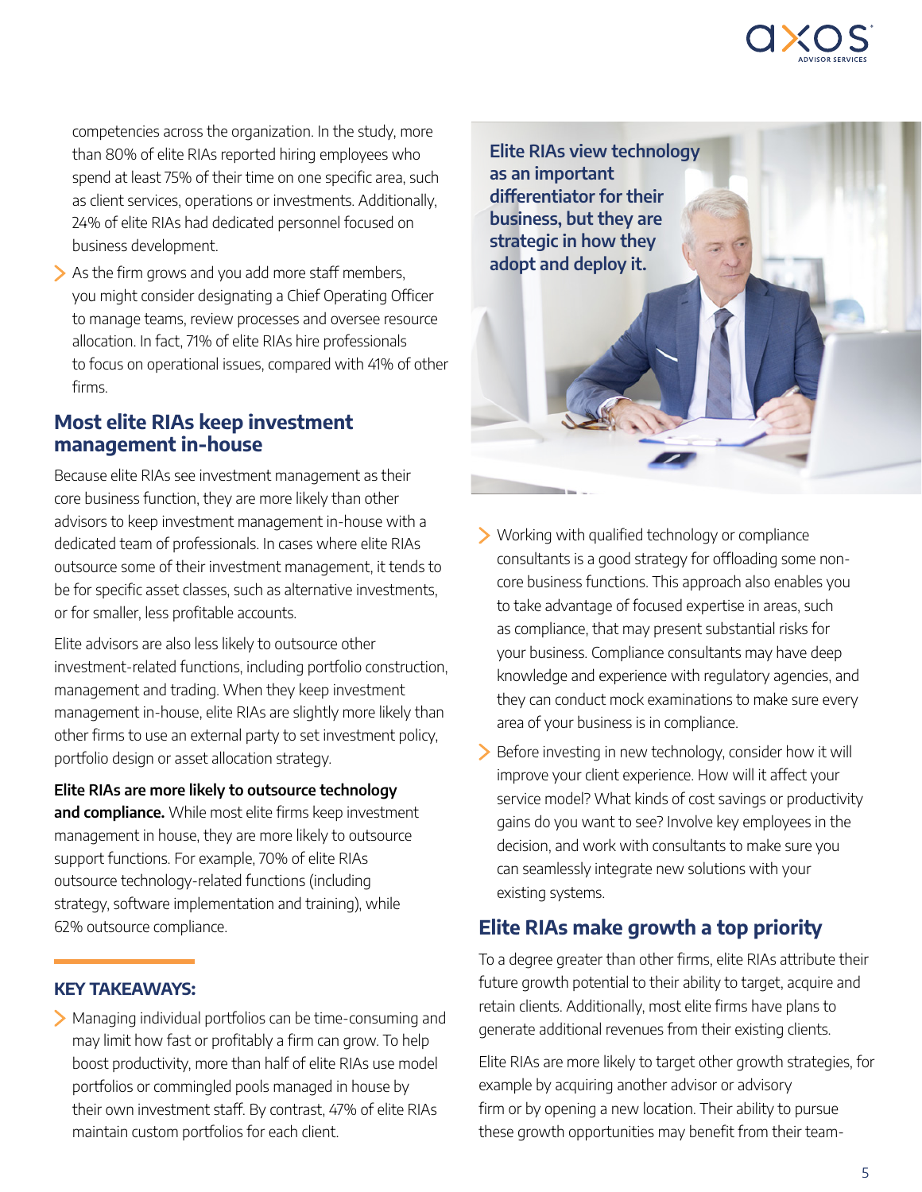competencies across the organization. In the study, more than 80% of elite RIAs reported hiring employees who spend at least 75% of their time on one specific area, such as client services, operations or investments. Additionally, 24% of elite RIAs had dedicated personnel focused on business development.

- As the firm grows and you add more staff members, you might consider designating a Chief Operating Officer to manage teams, review processes and oversee resource allocation. In fact, 71% of elite RIAs hire professionals to focus on operational issues, compared with 41% of other firms.

## Most elite RIAs keep investment management in-house

Because elite RIAs see investment management as their core business function, they are more likely than other advisors to keep investment management in-house with a dedicated team of professionals. In cases where elite RIAs outsource some of their investment management, it tends to be for specific asset classes, such as alternative investments, or for smaller, less profitable accounts.

Elite advisors are also less likely to outsource other investment-related functions, including portfolio construction, management and trading. When they keep investment management in-house, elite RIAs are slightly more likely than other firms to use an external party to set investment policy, portfolio design or asset allocation strategy.

**Elite RIAs are more likely to outsource technology and compliance.** While most elite firms keep investment management in house, they are more likely to outsource support functions. For example, 70% of elite RIAs outsource technology-related functions (including strategy, software implementation and training), while 62% outsource compliance.

### KEY TAKEAWAYS:

- Managing individual portfolios can be time-consuming and may limit how fast or profitably a firm can grow. To help boost productivity, more than half of elite RIAs use model portfolios or commingled pools managed in house by their own investment staff. By contrast, 47% of elite RIAs maintain custom portfolios for each client.

**Elite RIAs view technology as an important differentiator for their business, but they are strategic in how they adopt and deploy it.**

- Working with qualified technology or compliance consultants is a good strategy for offloading some non-core business functions. This approach also enables you to take advantage of focused expertise in areas, such as compliance, that may present substantial risks for your business. Compliance consultants may have deep knowledge and experience with regulatory agencies, and they can conduct mock examinations to make sure every area of your business is in compliance.
- Before investing in new technology, consider how it will improve your client experience. How will it affect your service model? What kinds of cost savings or productivity gains do you want to see? Involve key employees in the decision, and work with consultants to make sure you can seamlessly integrate new solutions with your existing systems.

## Elite RIAs make growth a top priority

To a degree greater than other firms, elite RIAs attribute their future growth potential to their ability to target, acquire and retain clients. Additionally, most elite firms have plans to generate additional revenues from their existing clients.

Elite RIAs are more likely to target other growth strategies, for example by acquiring another advisor or advisory firm or by opening a new location. Their ability to pursue these growth opportunities may benefit from their team-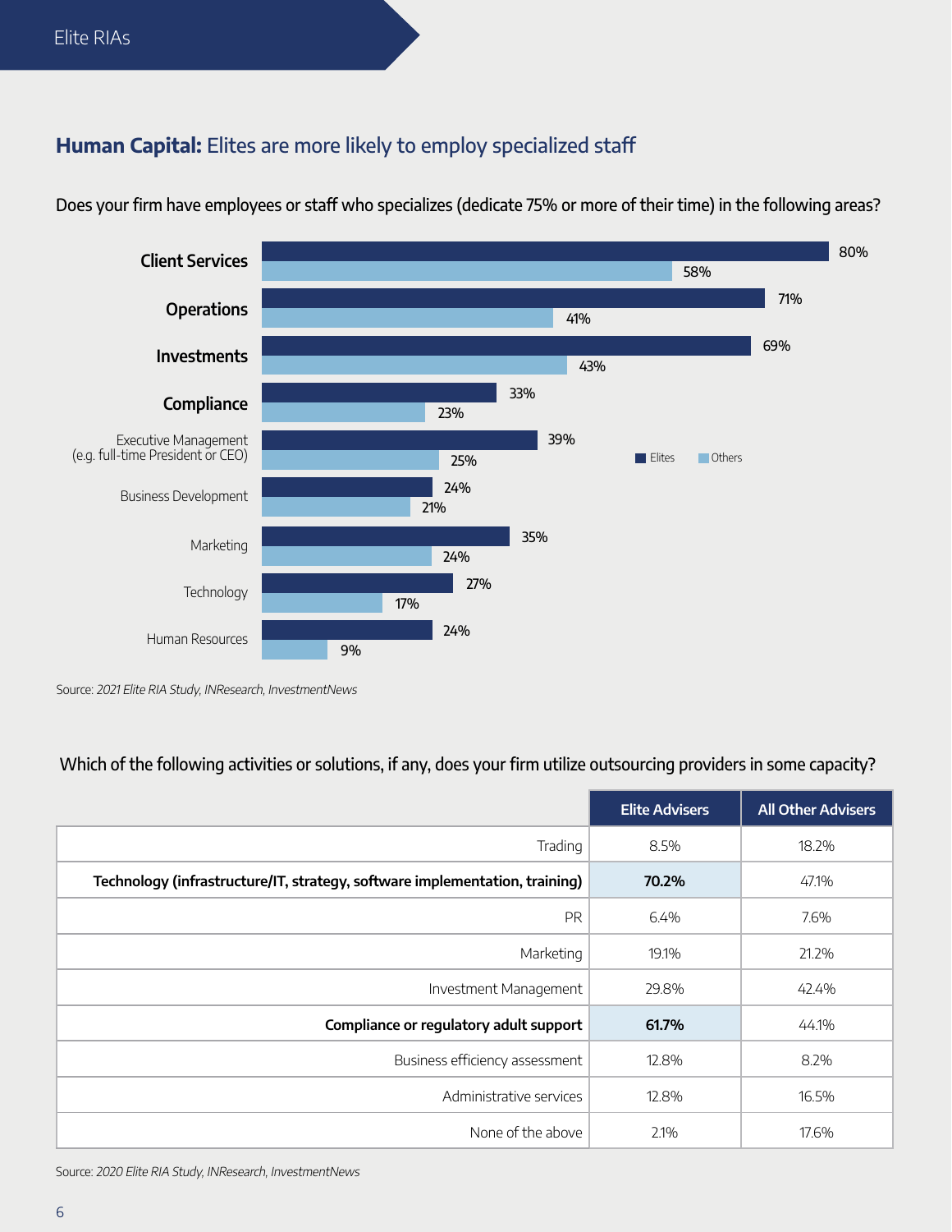## **Human Capital:** Elites are more likely to employ specialized staff

Does your firm have employees or staff who specializes (dedicate 75% or more of their time) in the following areas?

| Area | Elites | Others |
|---|---|---|
| **Client Services** | 80% | 58% |
| **Operations** | 71% | 41% |
| **Investments** | 69% | 43% |
| **Compliance** | 33% | 23% |
| Executive Management (e.g. full-time President or CEO) | 39% | 25% |
| Business Development | 24% | 21% |
| Marketing | 35% | 24% |
| Technology | 27% | 17% |
| Human Resources | 24% | 9% |

Source: *2021 Elite RIA Study, INResearch, InvestmentNews*

Which of the following activities or solutions, if any, does your firm utilize outsourcing providers in some capacity?

| | Elite Advisers | All Other Advisers |
|---|---|---|
| Trading | 8.5% | 18.2% |
| **Technology (infrastructure/IT, strategy, software implementation, training)** | **70.2%** | 47.1% |
| PR | 6.4% | 7.6% |
| Marketing | 19.1% | 21.2% |
| Investment Management | 29.8% | 42.4% |
| **Compliance or regulatory adult support** | **61.7%** | 44.1% |
| Business efficiency assessment | 12.8% | 8.2% |
| Administrative services | 12.8% | 16.5% |
| None of the above | 2.1% | 17.6% |

Source: *2020 Elite RIA Study, INResearch, InvestmentNews*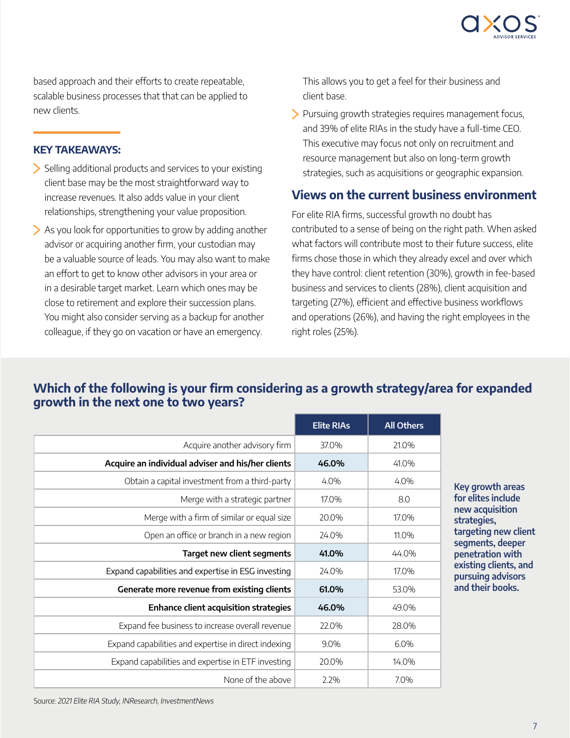based approach and their efforts to create repeatable, scalable business processes that that can be applied to new clients.

## KEY TAKEAWAYS:

- Selling additional products and services to your existing client base may be the most straightforward way to increase revenues. It also adds value in your client relationships, strengthening your value proposition.
- As you look for opportunities to grow by adding another advisor or acquiring another firm, your custodian may be a valuable source of leads. You may also want to make an effort to get to know other advisors in your area or in a desirable target market. Learn which ones may be close to retirement and explore their succession plans. You might also consider serving as a backup for another colleague, if they go on vacation or have an emergency. This allows you to get a feel for their business and client base.
- Pursuing growth strategies requires management focus, and 39% of elite RIAs in the study have a full-time CEO. This executive may focus not only on recruitment and resource management but also on long-term growth strategies, such as acquisitions or geographic expansion.

## Views on the current business environment

For elite RIA firms, successful growth no doubt has contributed to a sense of being on the right path. When asked what factors will contribute most to their future success, elite firms chose those in which they already excel and over which they have control: client retention (30%), growth in fee-based business and services to clients (28%), client acquisition and targeting (27%), efficient and effective business workflows and operations (26%), and having the right employees in the right roles (25%).

## Which of the following is your firm considering as a growth strategy/area for expanded growth in the next one to two years?

| | Elite RIAs | All Others |
|---|---|---|
| Acquire another advisory firm | 37.0% | 21.0% |
| **Acquire an individual adviser and his/her clients** | **46.0%** | 41.0% |
| Obtain a capital investment from a third-party | 4.0% | 4.0% |
| Merge with a strategic partner | 17.0% | 8.0 |
| Merge with a firm of similar or equal size | 20.0% | 17.0% |
| Open an office or branch in a new region | 24.0% | 11.0% |
| **Target new client segments** | **41.0%** | 44.0% |
| Expand capabilities and expertise in ESG investing | 24.0% | 17.0% |
| **Generate more revenue from existing clients** | **61.0%** | 53.0% |
| **Enhance client acquisition strategies** | **46.0%** | 49.0% |
| Expand fee business to increase overall revenue | 22.0% | 28.0% |
| Expand capabilities and expertise in direct indexing | 9.0% | 6.0% |
| Expand capabilities and expertise in ETF investing | 20.0% | 14.0% |
| None of the above | 2.2% | 7.0% |

**Key growth areas for elites include new acquisition strategies, targeting new client segments, deeper penetration with existing clients, and pursuing advisors and their books.**

Source: *2021 Elite RIA Study, INResearch, InvestmentNews*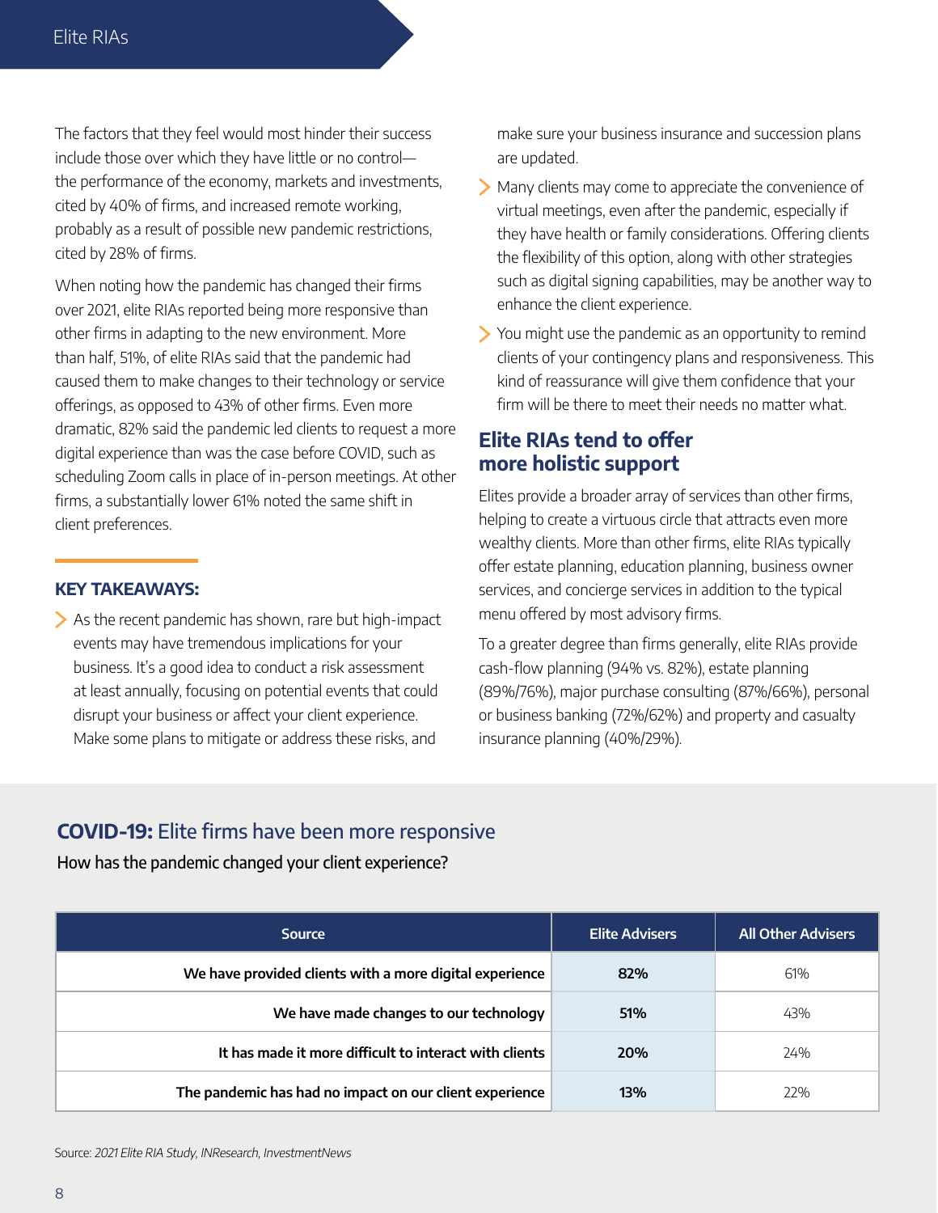The factors that they feel would most hinder their success include those over which they have little or no control—the performance of the economy, markets and investments, cited by 40% of firms, and increased remote working, probably as a result of possible new pandemic restrictions, cited by 28% of firms.

When noting how the pandemic has changed their firms over 2021, elite RIAs reported being more responsive than other firms in adapting to the new environment. More than half, 51%, of elite RIAs said that the pandemic had caused them to make changes to their technology or service offerings, as opposed to 43% of other firms. Even more dramatic, 82% said the pandemic led clients to request a more digital experience than was the case before COVID, such as scheduling Zoom calls in place of in-person meetings. At other firms, a substantially lower 61% noted the same shift in client preferences.

### KEY TAKEAWAYS:

- As the recent pandemic has shown, rare but high-impact events may have tremendous implications for your business. It's a good idea to conduct a risk assessment at least annually, focusing on potential events that could disrupt your business or affect your client experience. Make some plans to mitigate or address these risks, and make sure your business insurance and succession plans are updated.
- Many clients may come to appreciate the convenience of virtual meetings, even after the pandemic, especially if they have health or family considerations. Offering clients the flexibility of this option, along with other strategies such as digital signing capabilities, may be another way to enhance the client experience.
- You might use the pandemic as an opportunity to remind clients of your contingency plans and responsiveness. This kind of reassurance will give them confidence that your firm will be there to meet their needs no matter what.

## Elite RIAs tend to offer more holistic support

Elites provide a broader array of services than other firms, helping to create a virtuous circle that attracts even more wealthy clients. More than other firms, elite RIAs typically offer estate planning, education planning, business owner services, and concierge services in addition to the typical menu offered by most advisory firms.

To a greater degree than firms generally, elite RIAs provide cash-flow planning (94% vs. 82%), estate planning (89%/76%), major purchase consulting (87%/66%), personal or business banking (72%/62%) and property and casualty insurance planning (40%/29%).

### **COVID-19:** Elite firms have been more responsive

How has the pandemic changed your client experience?

| Source | Elite Advisers | All Other Advisers |
|---|---|---|
| We have provided clients with a more digital experience | 82% | 61% |
| We have made changes to our technology | 51% | 43% |
| It has made it more difficult to interact with clients | 20% | 24% |
| The pandemic has had no impact on our client experience | 13% | 22% |

Source: *2021 Elite RIA Study, INResearch, InvestmentNews*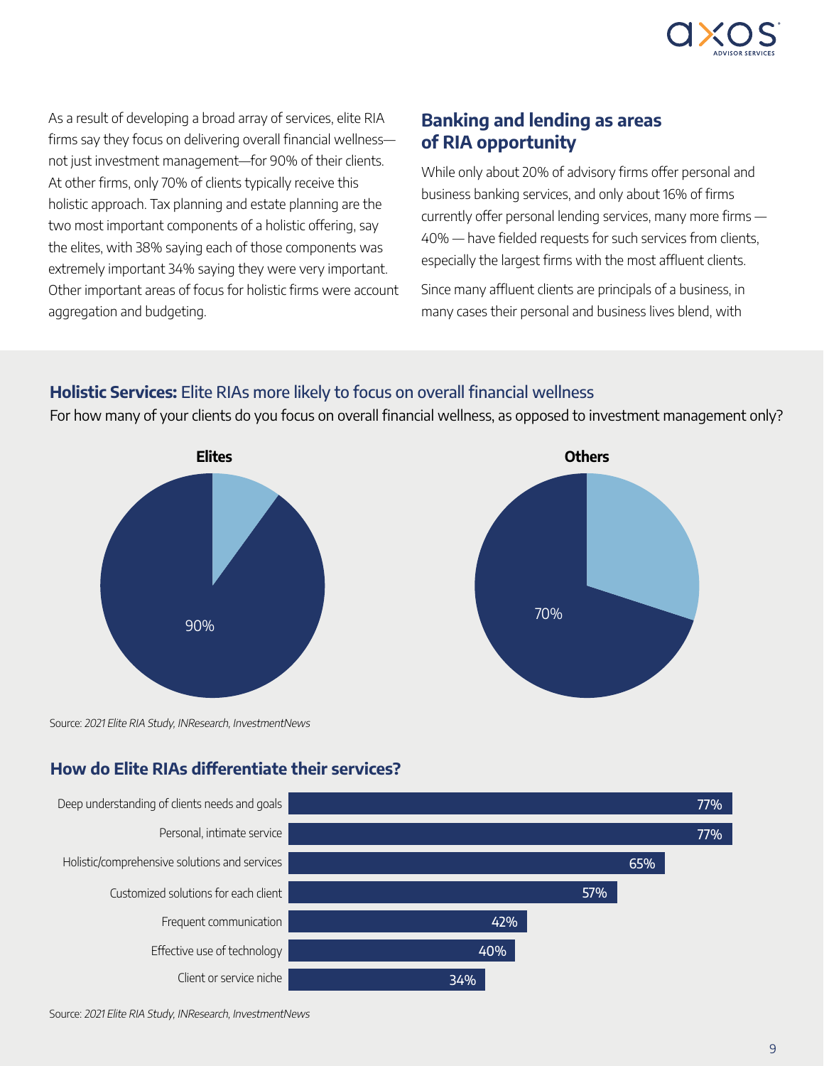As a result of developing a broad array of services, elite RIA firms say they focus on delivering overall financial wellness—not just investment management—for 90% of their clients. At other firms, only 70% of clients typically receive this holistic approach. Tax planning and estate planning are the two most important components of a holistic offering, say the elites, with 38% saying each of those components was extremely important 34% saying they were very important. Other important areas of focus for holistic firms were account aggregation and budgeting.

## Banking and lending as areas of RIA opportunity

While only about 20% of advisory firms offer personal and business banking services, and only about 16% of firms currently offer personal lending services, many more firms — 40% — have fielded requests for such services from clients, especially the largest firms with the most affluent clients.

Since many affluent clients are principals of a business, in many cases their personal and business lives blend, with

### **Holistic Services:** Elite RIAs more likely to focus on overall financial wellness

For how many of your clients do you focus on overall financial wellness, as opposed to investment management only?

| | Elites | Others |
|---|---|---|
| Focus on overall financial wellness | 90% | 70% |

Source: *2021 Elite RIA Study, INResearch, InvestmentNews*

### How do Elite RIAs differentiate their services?

| Differentiator | % |
|---|---|
| Deep understanding of clients needs and goals | 77% |
| Personal, intimate service | 77% |
| Holistic/comprehensive solutions and services | 65% |
| Customized solutions for each client | 57% |
| Frequent communication | 42% |
| Effective use of technology | 40% |
| Client or service niche | 34% |

Source: *2021 Elite RIA Study, INResearch, InvestmentNews*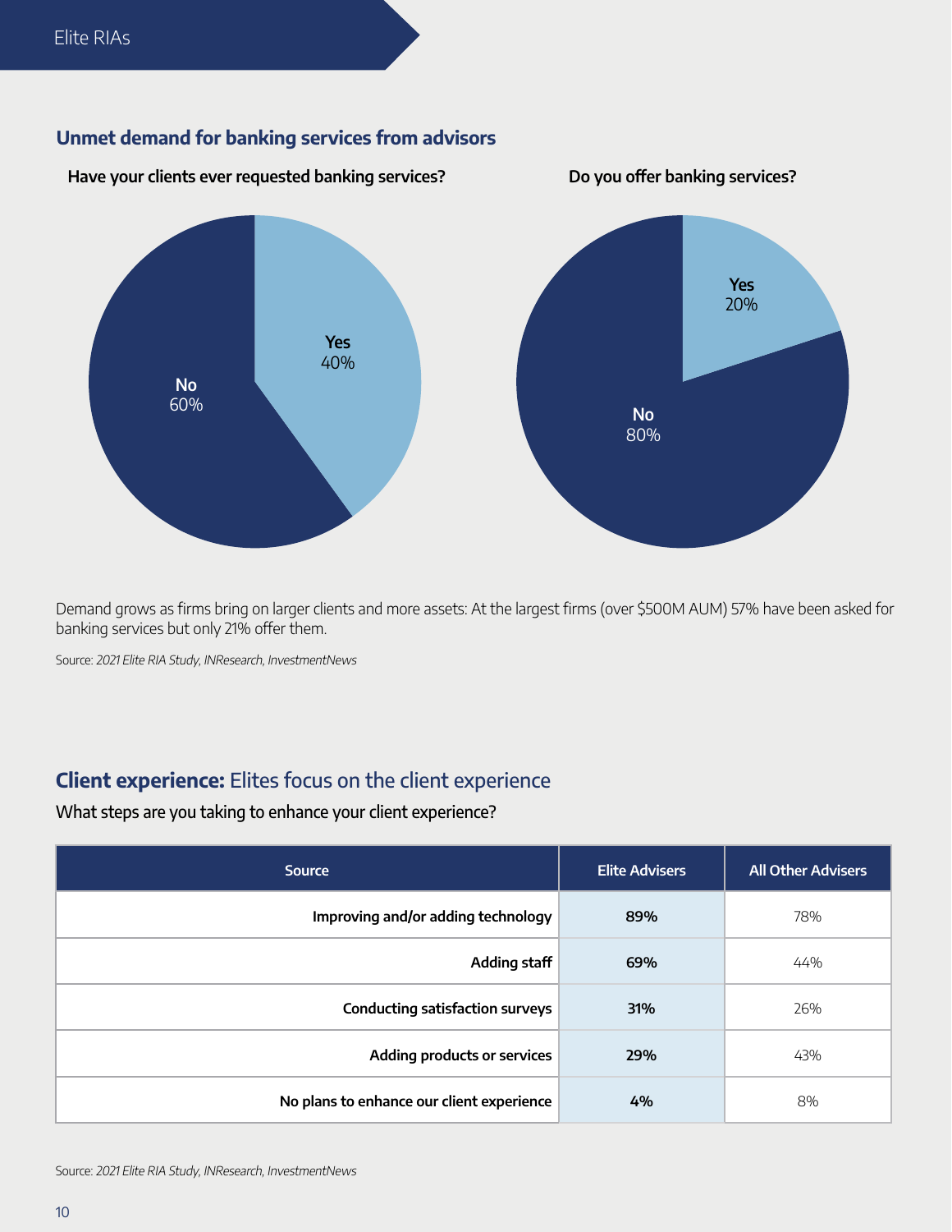## Unmet demand for banking services from advisors

**Have your clients ever requested banking services?**

**Yes** 40%

**No** 60%

**Do you offer banking services?**

**Yes** 20%

**No** 80%

Demand grows as firms bring on larger clients and more assets: At the largest firms (over $500M AUM) 57% have been asked for banking services but only 21% offer them.

Source: *2021 Elite RIA Study, INResearch, InvestmentNews*

## **Client experience:** Elites focus on the client experience

What steps are you taking to enhance your client experience?

| Source | Elite Advisers | All Other Advisers |
|---|---|---|
| **Improving and/or adding technology** | **89%** | 78% |
| **Adding staff** | **69%** | 44% |
| **Conducting satisfaction surveys** | **31%** | 26% |
| **Adding products or services** | **29%** | 43% |
| **No plans to enhance our client experience** | **4%** | 8% |

Source: *2021 Elite RIA Study, INResearch, InvestmentNews*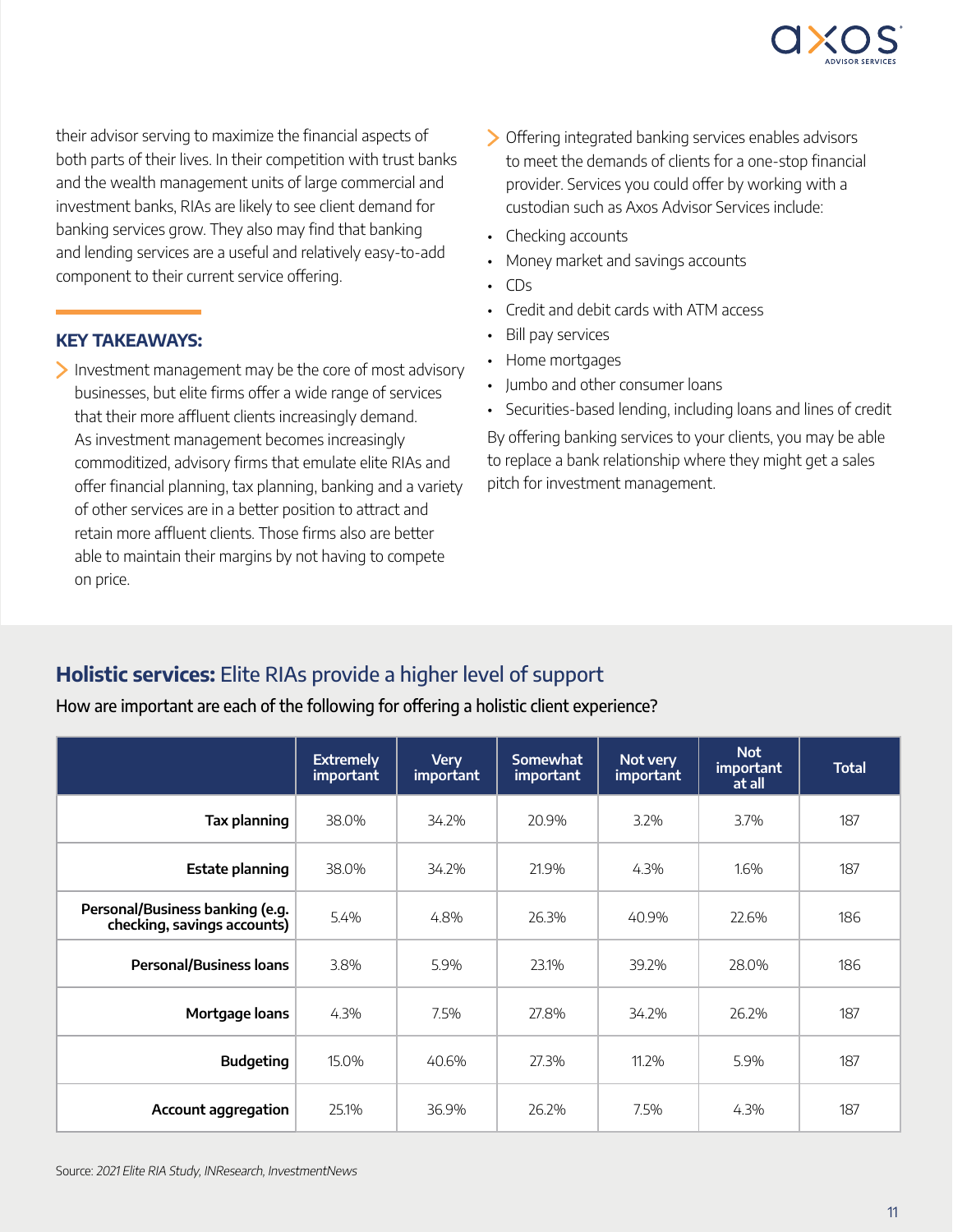their advisor serving to maximize the financial aspects of both parts of their lives. In their competition with trust banks and the wealth management units of large commercial and investment banks, RIAs are likely to see client demand for banking services grow. They also may find that banking and lending services are a useful and relatively easy-to-add component to their current service offering.

### KEY TAKEAWAYS:

- Investment management may be the core of most advisory businesses, but elite firms offer a wide range of services that their more affluent clients increasingly demand. As investment management becomes increasingly commoditized, advisory firms that emulate elite RIAs and offer financial planning, tax planning, banking and a variety of other services are in a better position to attract and retain more affluent clients. Those firms also are better able to maintain their margins by not having to compete on price.

- Offering integrated banking services enables advisors to meet the demands of clients for a one-stop financial provider. Services you could offer by working with a custodian such as Axos Advisor Services include:
  - Checking accounts
  - Money market and savings accounts
  - CDs
  - Credit and debit cards with ATM access
  - Bill pay services
  - Home mortgages
  - Jumbo and other consumer loans
  - Securities-based lending, including loans and lines of credit

By offering banking services to your clients, you may be able to replace a bank relationship where they might get a sales pitch for investment management.

## **Holistic services:** Elite RIAs provide a higher level of support

How are important are each of the following for offering a holistic client experience?

| | Extremely important | Very important | Somewhat important | Not very important | Not important at all | Total |
|---|---|---|---|---|---|---|
| **Tax planning** | 38.0% | 34.2% | 20.9% | 3.2% | 3.7% | 187 |
| **Estate planning** | 38.0% | 34.2% | 21.9% | 4.3% | 1.6% | 187 |
| **Personal/Business banking (e.g. checking, savings accounts)** | 5.4% | 4.8% | 26.3% | 40.9% | 22.6% | 186 |
| **Personal/Business loans** | 3.8% | 5.9% | 23.1% | 39.2% | 28.0% | 186 |
| **Mortgage loans** | 4.3% | 7.5% | 27.8% | 34.2% | 26.2% | 187 |
| **Budgeting** | 15.0% | 40.6% | 27.3% | 11.2% | 5.9% | 187 |
| **Account aggregation** | 25.1% | 36.9% | 26.2% | 7.5% | 4.3% | 187 |

Source: *2021 Elite RIA Study, INResearch, InvestmentNews*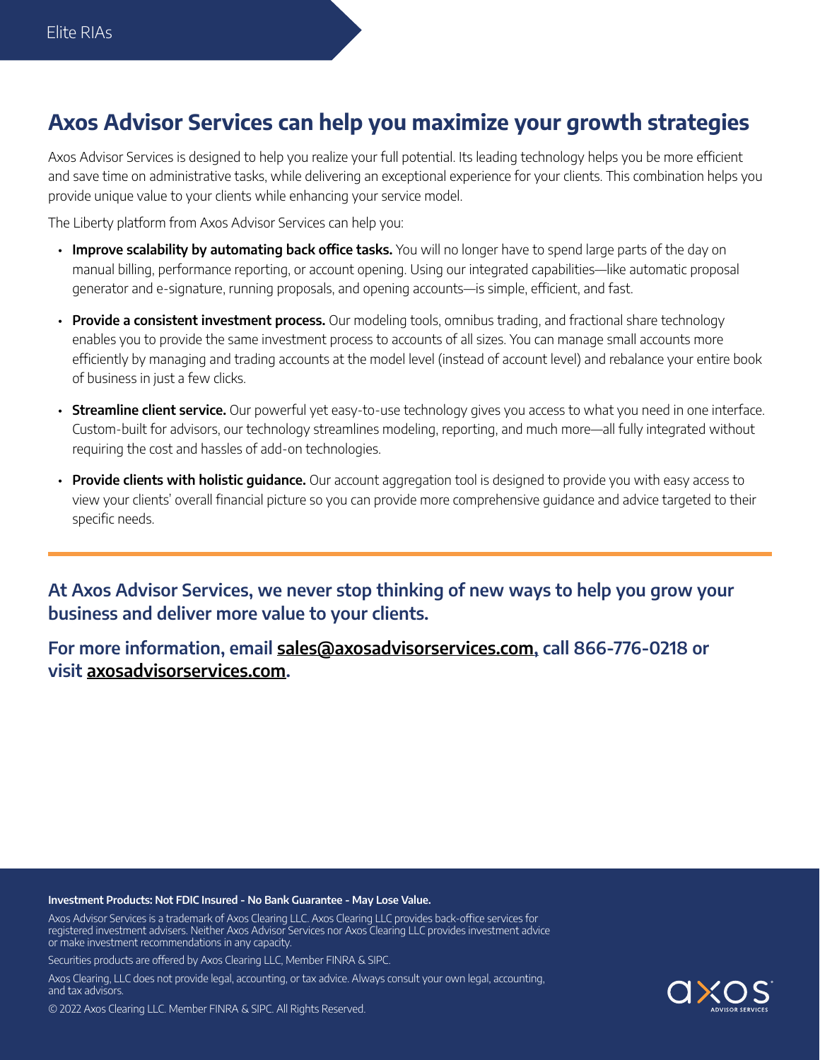## Axos Advisor Services can help you maximize your growth strategies

Axos Advisor Services is designed to help you realize your full potential. Its leading technology helps you be more efficient and save time on administrative tasks, while delivering an exceptional experience for your clients. This combination helps you provide unique value to your clients while enhancing your service model.

The Liberty platform from Axos Advisor Services can help you:

- **Improve scalability by automating back office tasks.** You will no longer have to spend large parts of the day on manual billing, performance reporting, or account opening. Using our integrated capabilities—like automatic proposal generator and e-signature, running proposals, and opening accounts—is simple, efficient, and fast.
- **Provide a consistent investment process.** Our modeling tools, omnibus trading, and fractional share technology enables you to provide the same investment process to accounts of all sizes. You can manage small accounts more efficiently by managing and trading accounts at the model level (instead of account level) and rebalance your entire book of business in just a few clicks.
- **Streamline client service.** Our powerful yet easy-to-use technology gives you access to what you need in one interface. Custom-built for advisors, our technology streamlines modeling, reporting, and much more—all fully integrated without requiring the cost and hassles of add-on technologies.
- **Provide clients with holistic guidance.** Our account aggregation tool is designed to provide you with easy access to view your clients' overall financial picture so you can provide more comprehensive guidance and advice targeted to their specific needs.

---

**At Axos Advisor Services, we never stop thinking of new ways to help you grow your business and deliver more value to your clients.**

**For more information, email sales@axosadvisorservices.com, call 866-776-0218 or visit axosadvisorservices.com.**

**Investment Products: Not FDIC Insured - No Bank Guarantee - May Lose Value.**

Axos Advisor Services is a trademark of Axos Clearing LLC. Axos Clearing LLC provides back-office services for registered investment advisers. Neither Axos Advisor Services nor Axos Clearing LLC provides investment advice or make investment recommendations in any capacity.

Securities products are offered by Axos Clearing LLC, Member FINRA & SIPC.

Axos Clearing, LLC does not provide legal, accounting, or tax advice. Always consult your own legal, accounting, and tax advisors.

© 2022 Axos Clearing LLC. Member FINRA & SIPC. All Rights Reserved.